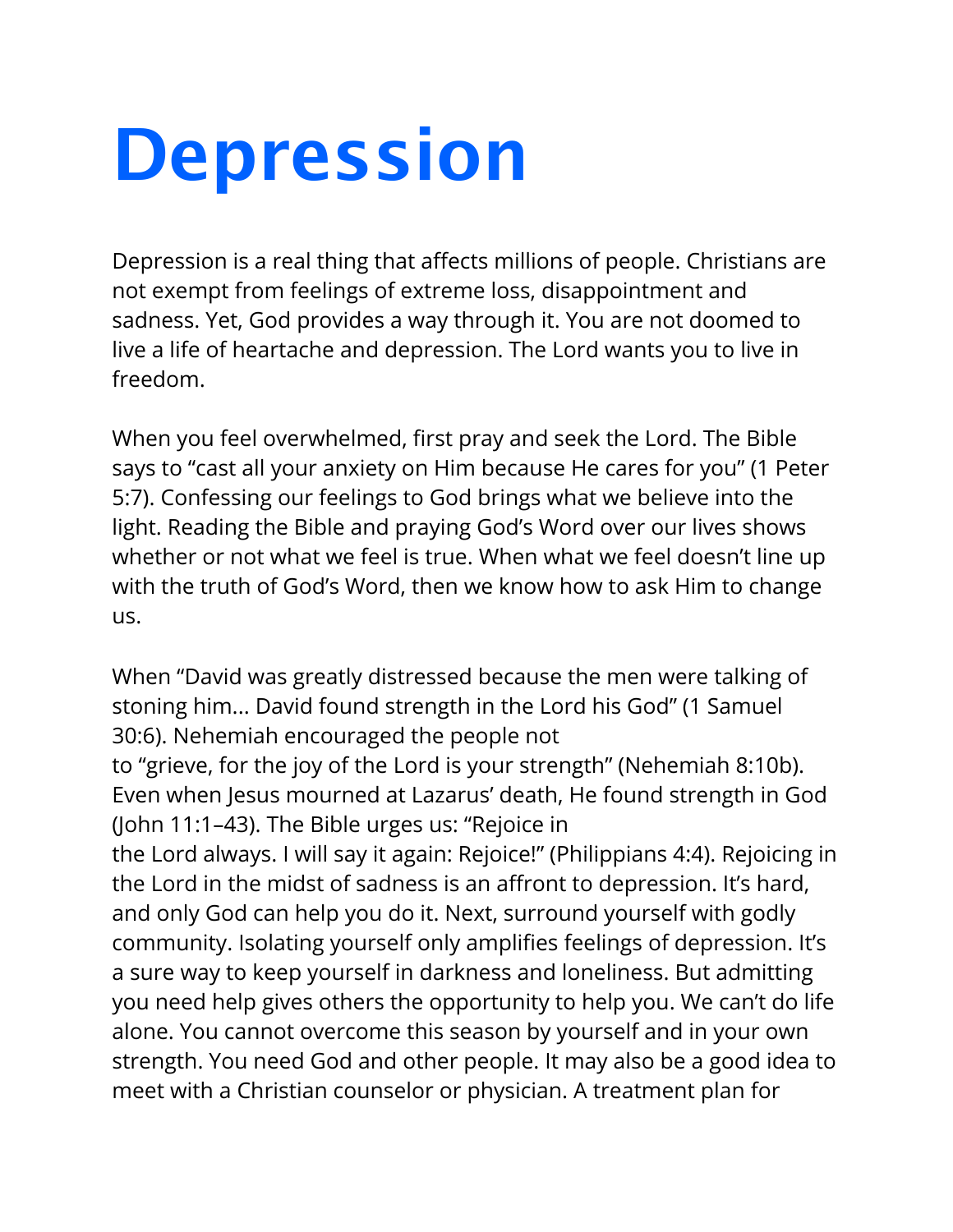# Depression

Depression is a real thing that affects millions of people. Christians are not exempt from feelings of extreme loss, disappointment and sadness. Yet, God provides a way through it. You are not doomed to live a life of heartache and depression. The Lord wants you to live in freedom.

When you feel overwhelmed, first pray and seek the Lord. The Bible says to "cast all your anxiety on Him because He cares for you" (1 Peter 5:7). Confessing our feelings to God brings what we believe into the light. Reading the Bible and praying God's Word over our lives shows whether or not what we feel is true. When what we feel doesn't line up with the truth of God's Word, then we know how to ask Him to change us.

When "David was greatly distressed because the men were talking of stoning him... David found strength in the Lord his God" (1 Samuel 30:6). Nehemiah encouraged the people not to "grieve, for the joy of the Lord is your strength" (Nehemiah 8:10b). Even when Jesus mourned at Lazarus' death, He found strength in God (John 11:1–43). The Bible urges us: "Rejoice in the Lord always. I will say it again: Rejoice!" (Philippians 4:4). Rejoicing in the Lord in the midst of sadness is an affront to depression. It's hard, and only God can help you do it. Next, surround yourself with godly community. Isolating yourself only amplifies feelings of depression. It's a sure way to keep yourself in darkness and loneliness. But admitting you need help gives others the opportunity to help you. We can't do life alone. You cannot overcome this season by yourself and in your own strength. You need God and other people. It may also be a good idea to meet with a Christian counselor or physician. A treatment plan for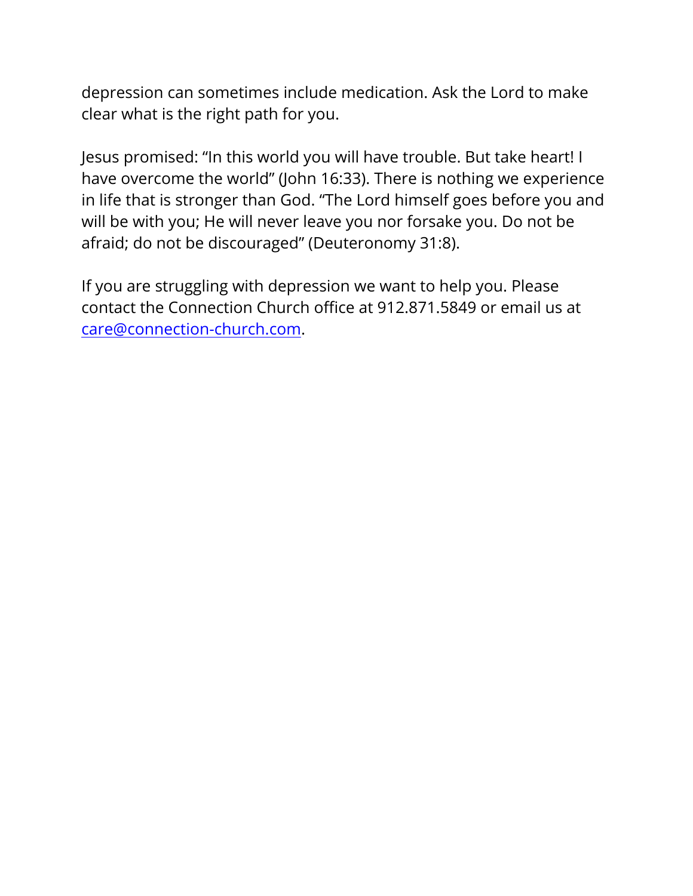depression can sometimes include medication. Ask the Lord to make clear what is the right path for you.

Jesus promised: “In this world you will have trouble. But take heart! I have overcome the world” (John 16:33). There is nothing we experience in life that is stronger than God. “The Lord himself goes before you and will be with you; He will never leave you nor forsake you. Do not be afraid; do not be discouraged” (Deuteronomy 31:8).

If you are struggling with depression we want to help you. Please contact the Connection Church office at 912.871.5849 or email us at [care@connection-church.com](mailto:care@connection-church.com).